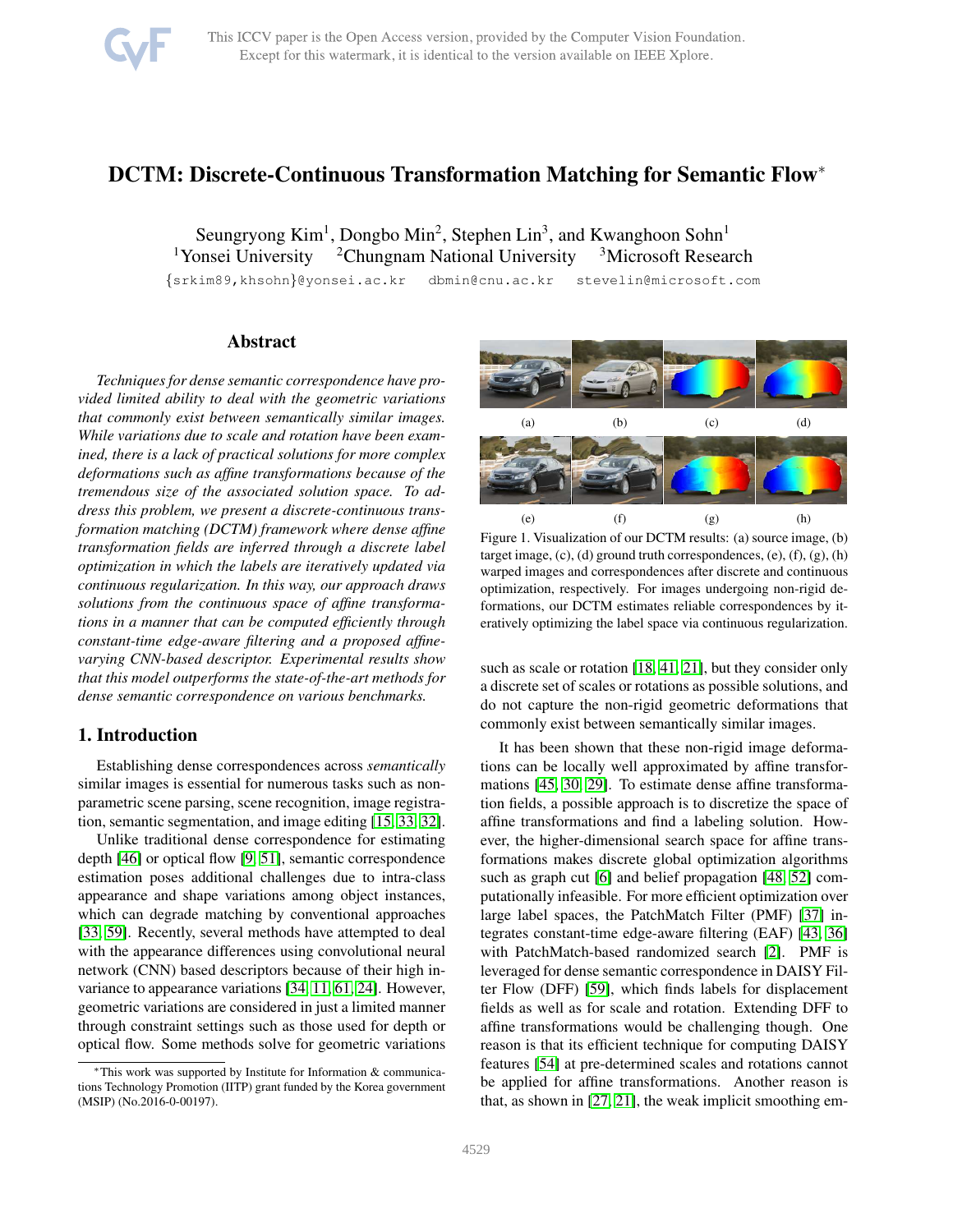# DCTM: Discrete-Continuous Transformation Matching for Semantic Flow*

Seungryong Kim[1], Dongbo Min[2], Stephen Lin[3], and Kwanghoon Sohn[1]
[1]Yonsei University [2]Chungnam National University [3]Microsoft Research

{srkim89,khsohn}@yonsei.ac.kr dbmin@cnu.ac.kr stevelin@microsoft.com

## Abstract

*Techniques for dense semantic correspondence have provided limited ability to deal with the geometric variations that commonly exist between semantically similar images. While variations due to scale and rotation have been examined, there is a lack of practical solutions for more complex deformations such as affine transformations because of the tremendous size of the associated solution space. To address this problem, we present a discrete-continuous transformation matching (DCTM) framework where dense affine transformation fields are inferred through a discrete label optimization in which the labels are iteratively updated via continuous regularization. In this way, our approach draws solutions from the continuous space of affine transformations in a manner that can be computed efficiently through constant-time edge-aware filtering and a proposed affine-varying CNN-based descriptor. Experimental results show that this model outperforms the state-of-the-art methods for dense semantic correspondence on various benchmarks.*

Figure 1. Visualization of our DCTM results: (a) source image, (b) target image, (c), (d) ground truth correspondences, (e), (f), (g), (h) warped images and correspondences after discrete and continuous optimization, respectively. For images undergoing non-rigid deformations, our DCTM estimates reliable correspondences by iteratively optimizing the label space via continuous regularization.

## 1. Introduction

Establishing dense correspondences across *semantically* similar images is essential for numerous tasks such as non-parametric scene parsing, scene recognition, image registration, semantic segmentation, and image editing [15, 33, 32].

Unlike traditional dense correspondence for estimating depth [46] or optical flow [9, 51], semantic correspondence estimation poses additional challenges due to intra-class appearance and shape variations among object instances, which can degrade matching by conventional approaches [33, 59]. Recently, several methods have attempted to deal with the appearance differences using convolutional neural network (CNN) based descriptors because of their high invariance to appearance variations [34, 11, 61, 24]. However, geometric variations are considered in just a limited manner through constraint settings such as those used for depth or optical flow. Some methods solve for geometric variations such as scale or rotation [18, 41, 21], but they consider only a discrete set of scales or rotations as possible solutions, and do not capture the non-rigid geometric deformations that commonly exist between semantically similar images.

It has been shown that these non-rigid image deformations can be locally well approximated by affine transformations [45, 30, 29]. To estimate dense affine transformation fields, a possible approach is to discretize the space of affine transformations and find a labeling solution. However, the higher-dimensional search space for affine transformations makes discrete global optimization algorithms such as graph cut [6] and belief propagation [48, 52] computationally infeasible. For more efficient optimization over large label spaces, the PatchMatch Filter (PMF) [37] integrates constant-time edge-aware filtering (EAF) [43, 36] with PatchMatch-based randomized search [2]. PMF is leveraged for dense semantic correspondence in DAISY Filter Flow (DFF) [59], which finds labels for displacement fields as well as for scale and rotation. Extending DFF to affine transformations would be challenging though. One reason is that its efficient technique for computing DAISY features [54] at pre-determined scales and rotations cannot be applied for affine transformations. Another reason is that, as shown in [27, 21], the weak implicit smoothing em-

*This work was supported by Institute for Information & communications Technology Promotion (IITP) grant funded by the Korea government (MSIP) (No.2016-0-00197).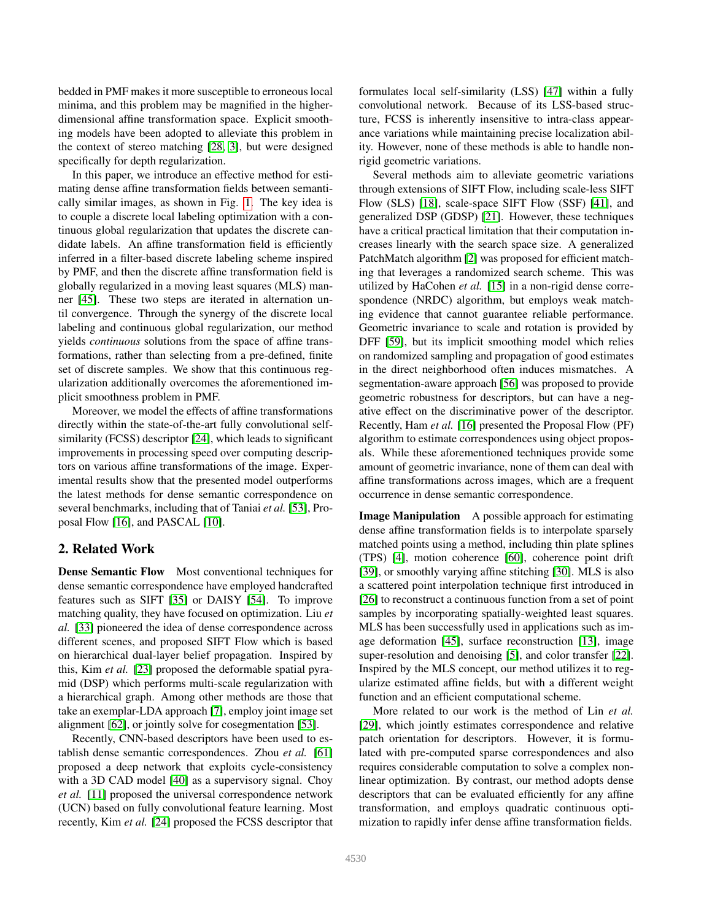bedded in PMF makes it more susceptible to erroneous local minima, and this problem may be magnified in the higher-dimensional affine transformation space. Explicit smoothing models have been adopted to alleviate this problem in the context of stereo matching [28, 3], but were designed specifically for depth regularization.

In this paper, we introduce an effective method for estimating dense affine transformation fields between semantically similar images, as shown in Fig. 1. The key idea is to couple a discrete local labeling optimization with a continuous global regularization that updates the discrete candidate labels. An affine transformation field is efficiently inferred in a filter-based discrete labeling scheme inspired by PMF, and then the discrete affine transformation field is globally regularized in a moving least squares (MLS) manner [45]. These two steps are iterated in alternation until convergence. Through the synergy of the discrete local labeling and continuous global regularization, our method yields *continuous* solutions from the space of affine transformations, rather than selecting from a pre-defined, finite set of discrete samples. We show that this continuous regularization additionally overcomes the aforementioned implicit smoothness problem in PMF.

Moreover, we model the effects of affine transformations directly within the state-of-the-art fully convolutional self-similarity (FCSS) descriptor [24], which leads to significant improvements in processing speed over computing descriptors on various affine transformations of the image. Experimental results show that the presented model outperforms the latest methods for dense semantic correspondence on several benchmarks, including that of Taniai *et al.* [53], Proposal Flow [16], and PASCAL [10].

## 2. Related Work

**Dense Semantic Flow** Most conventional techniques for dense semantic correspondence have employed handcrafted features such as SIFT [35] or DAISY [54]. To improve matching quality, they have focused on optimization. Liu *et al.* [33] pioneered the idea of dense correspondence across different scenes, and proposed SIFT Flow which is based on hierarchical dual-layer belief propagation. Inspired by this, Kim *et al.* [23] proposed the deformable spatial pyramid (DSP) which performs multi-scale regularization with a hierarchical graph. Among other methods are those that take an exemplar-LDA approach [7], employ joint image set alignment [62], or jointly solve for cosegmentation [53].

Recently, CNN-based descriptors have been used to establish dense semantic correspondences. Zhou *et al.* [61] proposed a deep network that exploits cycle-consistency with a 3D CAD model [40] as a supervisory signal. Choy *et al.* [11] proposed the universal correspondence network (UCN) based on fully convolutional feature learning. Most recently, Kim *et al.* [24] proposed the FCSS descriptor that formulates local self-similarity (LSS) [47] within a fully convolutional network. Because of its LSS-based structure, FCSS is inherently insensitive to intra-class appearance variations while maintaining precise localization ability. However, none of these methods is able to handle non-rigid geometric variations.

Several methods aim to alleviate geometric variations through extensions of SIFT Flow, including scale-less SIFT Flow (SLS) [18], scale-space SIFT Flow (SSF) [41], and generalized DSP (GDSP) [21]. However, these techniques have a critical practical limitation that their computation increases linearly with the search space size. A generalized PatchMatch algorithm [2] was proposed for efficient matching that leverages a randomized search scheme. This was utilized by HaCohen *et al.* [15] in a non-rigid dense correspondence (NRDC) algorithm, but employs weak matching evidence that cannot guarantee reliable performance. Geometric invariance to scale and rotation is provided by DFF [59], but its implicit smoothing model which relies on randomized sampling and propagation of good estimates in the direct neighborhood often induces mismatches. A segmentation-aware approach [56] was proposed to provide geometric robustness for descriptors, but can have a negative effect on the discriminative power of the descriptor. Recently, Ham *et al.* [16] presented the Proposal Flow (PF) algorithm to estimate correspondences using object proposals. While these aforementioned techniques provide some amount of geometric invariance, none of them can deal with affine transformations across images, which are a frequent occurrence in dense semantic correspondence.

**Image Manipulation** A possible approach for estimating dense affine transformation fields is to interpolate sparsely matched points using a method, including thin plate splines (TPS) [4], motion coherence [60], coherence point drift [39], or smoothly varying affine stitching [30]. MLS is also a scattered point interpolation technique first introduced in [26] to reconstruct a continuous function from a set of point samples by incorporating spatially-weighted least squares. MLS has been successfully used in applications such as image deformation [45], surface reconstruction [13], image super-resolution and denoising [5], and color transfer [22]. Inspired by the MLS concept, our method utilizes it to regularize estimated affine fields, but with a different weight function and an efficient computational scheme.

More related to our work is the method of Lin *et al.* [29], which jointly estimates correspondence and relative patch orientation for descriptors. However, it is formulated with pre-computed sparse correspondences and also requires considerable computation to solve a complex non-linear optimization. By contrast, our method adopts dense descriptors that can be evaluated efficiently for any affine transformation, and employs quadratic continuous optimization to rapidly infer dense affine transformation fields.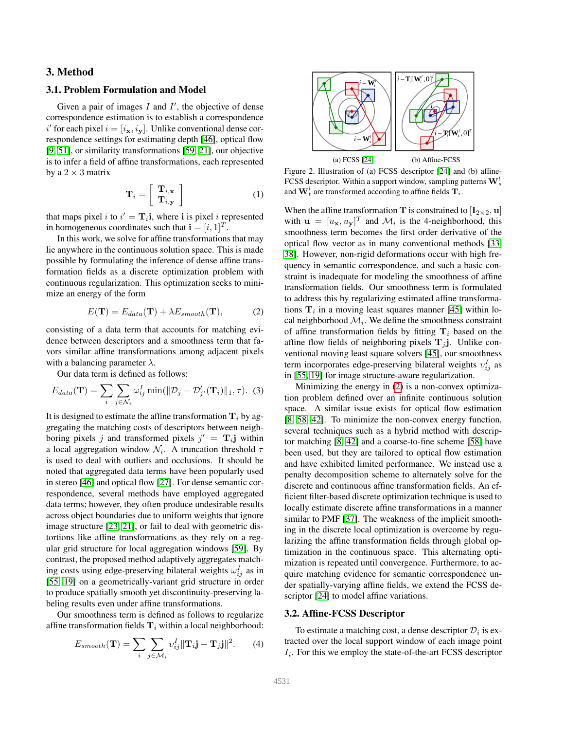## 3. Method

### 3.1. Problem Formulation and Model

Given a pair of images $I$ and $I'$, the objective of dense correspondence estimation is to establish a correspondence $i'$ for each pixel $i = [i_\mathbf{x}, i_\mathbf{y}]$. Unlike conventional dense correspondence settings for estimating depth [46], optical flow [9, 51], or similarity transformations [59, 21], our objective is to infer a field of affine transformations, each represented by a $2 \times 3$ matrix

$$\mathbf{T}_i = \begin{bmatrix} \mathbf{T}_{i,\mathbf{x}} \\ \mathbf{T}_{i,\mathbf{y}} \end{bmatrix} \tag{1}$$

that maps pixel $i$ to $i' = \mathbf{T}_i \mathbf{i}$, where $\mathbf{i}$ is pixel $i$ represented in homogeneous coordinates such that $\mathbf{i} = [i, 1]^T$.

In this work, we solve for affine transformations that may lie anywhere in the continuous solution space. This is made possible by formulating the inference of dense affine transformation fields as a discrete optimization problem with continuous regularization. This optimization seeks to minimize an energy of the form

$$E(\mathbf{T}) = E_{data}(\mathbf{T}) + \lambda E_{smooth}(\mathbf{T}), \tag{2}$$

consisting of a data term that accounts for matching evidence between descriptors and a smoothness term that favors similar affine transformations among adjacent pixels with a balancing parameter $\lambda$.

Our data term is defined as follows:

$$E_{data}(\mathbf{T}) = \sum_i \sum_{j \in \mathcal{N}_i} \omega_{ij}^I \min(\|\mathcal{D}_j - \mathcal{D}'_{j'}(\mathbf{T}_i)\|_1, \tau). \tag{3}$$

It is designed to estimate the affine transformation $\mathbf{T}_i$ by aggregating the matching costs of descriptors between neighboring pixels $j$ and transformed pixels $j' = \mathbf{T}_i \mathbf{j}$ within a local aggregation window $\mathcal{N}_i$. A truncation threshold $\tau$ is used to deal with outliers and occlusions. It should be noted that aggregated data terms have been popularly used in stereo [46] and optical flow [27]. For dense semantic correspondence, several methods have employed aggregated data terms; however, they often produce undesirable results across object boundaries due to uniform weights that ignore image structure [23, 21], or fail to deal with geometric distortions like affine transformations as they rely on a regular grid structure for local aggregation windows [59]. By contrast, the proposed method adaptively aggregates matching costs using edge-preserving bilateral weights $\omega_{ij}^I$ as in [55, 19] on a geometrically-variant grid structure in order to produce spatially smooth yet discontinuity-preserving labeling results even under affine transformations.

Our smoothness term is defined as follows to regularize affine transformation fields $\mathbf{T}_i$ within a local neighborhood:

$$E_{smooth}(\mathbf{T}) = \sum_i \sum_{j \in \mathcal{M}_i} \upsilon_{ij}^I \|\mathbf{T}_i \mathbf{j} - \mathbf{T}_j \mathbf{j}\|^2. \tag{4}$$

(a) FCSS [24] (b) Affine-FCSS

Figure 2. Illustration of (a) FCSS descriptor [24] and (b) affine-FCSS descriptor. Within a support window, sampling patterns $\mathbf{W}_s^l$ and $\mathbf{W}_t^l$ are transformed according to affine fields $\mathbf{T}_i$.

When the affine transformation $\mathbf{T}$ is constrained to $[\mathbf{I}_{2\times 2}, \mathbf{u}]$ with $\mathbf{u} = [u_\mathbf{x}, u_\mathbf{y}]^T$ and $\mathcal{M}_i$ is the 4-neighborhood, this smoothness term becomes the first order derivative of the optical flow vector as in many conventional methods [33, 38]. However, non-rigid deformations occur with high frequency in semantic correspondence, and such a basic constraint is inadequate for modeling the smoothness of affine transformation fields. Our smoothness term is formulated to address this by regularizing estimated affine transformations $\mathbf{T}_i$ in a moving least squares manner [45] within local neighborhood $\mathcal{M}_i$. We define the smoothness constraint of affine transformation fields $\mathbf{T}_i$ based on the affine flow fields of neighboring pixels $\mathbf{T}_j \mathbf{j}$. Unlike conventional moving least square solvers [45], our smoothness term incorporates edge-preserving bilateral weights $\upsilon_{ij}^I$ as in [55, 19] for image structure-aware regularization.

Minimizing the energy in (2) is a non-convex optimization problem defined over an infinite continuous solution space. A similar issue exists for optical flow estimation [8, 58, 42]. To minimize the non-convex energy function, several techniques such as a hybrid method with descriptor matching [8, 42] and a coarse-to-fine scheme [58] have been used, but they are tailored to optical flow estimation and have exhibited limited performance. We instead use a penalty decomposition scheme to alternately solve for the discrete and continuous affine transformation fields. An efficient filter-based discrete optimization technique is used to locally estimate discrete affine transformations in a manner similar to PMF [37]. The weakness of the implicit smoothing in the discrete local optimization is overcome by regularizing the affine transformation fields through global optimization in the continuous space. This alternating optimization is repeated until convergence. Furthermore, to acquire matching evidence for semantic correspondence under spatially-varying affine fields, we extend the FCSS descriptor [24] to model affine variations.

### 3.2. Affine-FCSS Descriptor

To estimate a matching cost, a dense descriptor $\mathcal{D}_i$ is extracted over the local support window of each image point $I_i$. For this we employ the state-of-the-art FCSS descriptor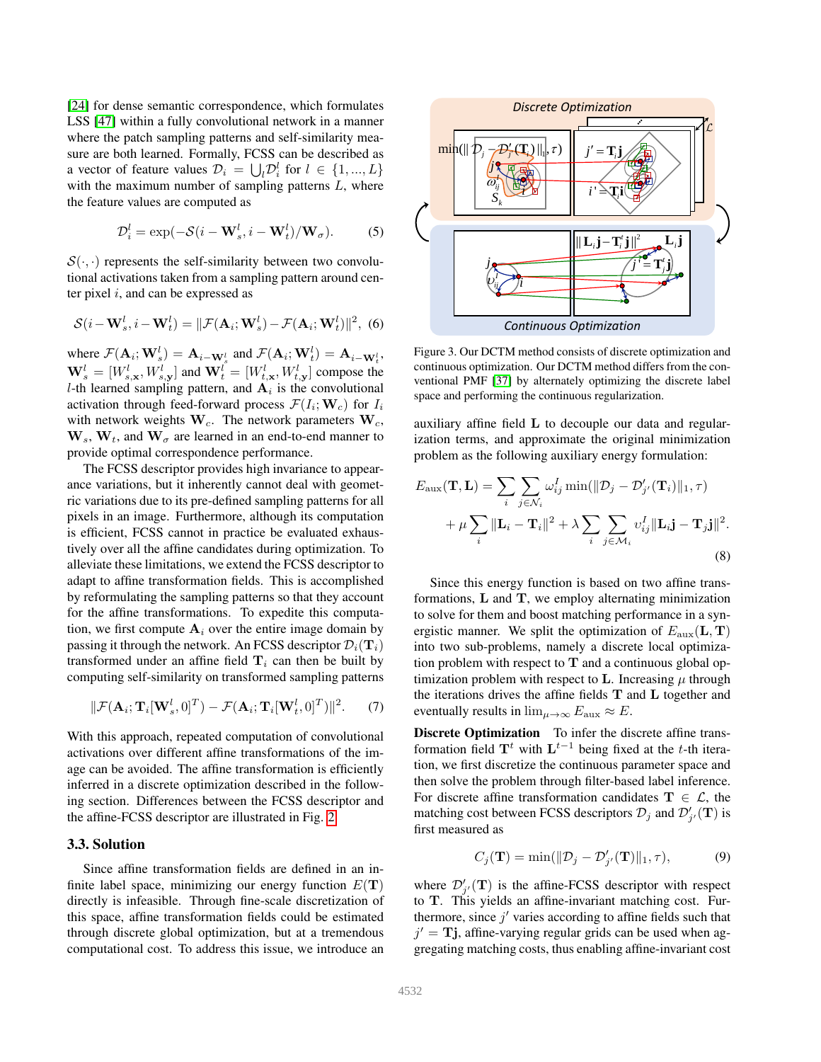[24] for dense semantic correspondence, which formulates LSS [47] within a fully convolutional network in a manner where the patch sampling patterns and self-similarity measure are both learned. Formally, FCSS can be described as a vector of feature values $\mathcal{D}_i = \bigcup_l \mathcal{D}_i^l$ for $l \in \{1, ..., L\}$ with the maximum number of sampling patterns $L$, where the feature values are computed as

$$\mathcal{D}_i^l = \exp(-\mathcal{S}(i - \mathbf{W}_s^l, i - \mathbf{W}_t^l)/\mathbf{W}_\sigma). \tag{5}$$

$\mathcal{S}(\cdot, \cdot)$ represents the self-similarity between two convolutional activations taken from a sampling pattern around center pixel $i$, and can be expressed as

$$\mathcal{S}(i - \mathbf{W}_s^l, i - \mathbf{W}_t^l) = \|\mathcal{F}(\mathbf{A}_i; \mathbf{W}_s^l) - \mathcal{F}(\mathbf{A}_i; \mathbf{W}_t^l)\|^2, \tag{6}$$

where $\mathcal{F}(\mathbf{A}_i; \mathbf{W}_s^l) = \mathbf{A}_{i-\mathbf{W}_s^l}$ and $\mathcal{F}(\mathbf{A}_i; \mathbf{W}_t^l) = \mathbf{A}_{i-\mathbf{W}_t^l}$, $\mathbf{W}_s^l = [W_{s,\mathbf{x}}^l, W_{s,\mathbf{y}}^l]$ and $\mathbf{W}_t^l = [W_{t,\mathbf{x}}^l, W_{t,\mathbf{y}}^l]$ compose the $l$-th learned sampling pattern, and $\mathbf{A}_i$ is the convolutional activation through feed-forward process $\mathcal{F}(I_i; \mathbf{W}_c)$ for $I_i$ with network weights $\mathbf{W}_c$. The network parameters $\mathbf{W}_c$, $\mathbf{W}_s$, $\mathbf{W}_t$, and $\mathbf{W}_\sigma$ are learned in an end-to-end manner to provide optimal correspondence performance.

The FCSS descriptor provides high invariance to appearance variations, but it inherently cannot deal with geometric variations due to its pre-defined sampling patterns for all pixels in an image. Furthermore, although its computation is efficient, FCSS cannot in practice be evaluated exhaustively over all the affine candidates during optimization. To alleviate these limitations, we extend the FCSS descriptor to adapt to affine transformation fields. This is accomplished by reformulating the sampling patterns so that they account for the affine transformations. To expedite this computation, we first compute $\mathbf{A}_i$ over the entire image domain by passing it through the network. An FCSS descriptor $\mathcal{D}_i(\mathbf{T}_i)$ transformed under an affine field $\mathbf{T}_i$ can then be built by computing self-similarity on transformed sampling patterns

$$\|\mathcal{F}(\mathbf{A}_i; \mathbf{T}_i[\mathbf{W}_s^l, 0]^T) - \mathcal{F}(\mathbf{A}_i; \mathbf{T}_i[\mathbf{W}_t^l, 0]^T)\|^2. \tag{7}$$

With this approach, repeated computation of convolutional activations over different affine transformations of the image can be avoided. The affine transformation is efficiently inferred in a discrete optimization described in the following section. Differences between the FCSS descriptor and the affine-FCSS descriptor are illustrated in Fig. 2.

### 3.3. Solution

Since affine transformation fields are defined in an infinite label space, minimizing our energy function $E(\mathbf{T})$ directly is infeasible. Through fine-scale discretization of this space, affine transformation fields could be estimated through discrete global optimization, but at a tremendous computational cost. To address this issue, we introduce an auxiliary affine field $\mathbf{L}$ to decouple our data and regularization terms, and approximate the original minimization problem as the following auxiliary energy formulation:

Figure 3. Our DCTM method consists of discrete optimization and continuous optimization. Our DCTM method differs from the conventional PMF [37] by alternately optimizing the discrete label space and performing the continuous regularization.

$$\begin{aligned} E_{\text{aux}}(\mathbf{T}, \mathbf{L}) = \sum_i \sum_{j \in \mathcal{N}_i} \omega_{ij}^I \min(\|\mathcal{D}_j - \mathcal{D}'_{j'}(\mathbf{T}_i)\|_1, \tau) \\ + \mu \sum_i \|\mathbf{L}_i - \mathbf{T}_i\|^2 + \lambda \sum_i \sum_{j \in \mathcal{M}_i} \upsilon_{ij}^I \|\mathbf{L}_i \mathbf{j} - \mathbf{T}_j \mathbf{j}\|^2. \end{aligned} \tag{8}$$

Since this energy function is based on two affine transformations, $\mathbf{L}$ and $\mathbf{T}$, we employ alternating minimization to solve for them and boost matching performance in a synergistic manner. We split the optimization of $E_{\text{aux}}(\mathbf{L}, \mathbf{T})$ into two sub-problems, namely a discrete local optimization problem with respect to $\mathbf{T}$ and a continuous global optimization problem with respect to $\mathbf{L}$. Increasing $\mu$ through the iterations drives the affine fields $\mathbf{T}$ and $\mathbf{L}$ together and eventually results in $\lim_{\mu \to \infty} E_{\text{aux}} \approx E$.

**Discrete Optimization** To infer the discrete affine transformation field $\mathbf{T}^t$ with $\mathbf{L}^{t-1}$ being fixed at the $t$-th iteration, we first discretize the continuous parameter space and then solve the problem through filter-based label inference. For discrete affine transformation candidates $\mathbf{T} \in \mathcal{L}$, the matching cost between FCSS descriptors $\mathcal{D}_j$ and $\mathcal{D}'_{j'}(\mathbf{T})$ is first measured as

$$C_j(\mathbf{T}) = \min(\|\mathcal{D}_j - \mathcal{D}'_{j'}(\mathbf{T})\|_1, \tau), \tag{9}$$

where $\mathcal{D}'_{j'}(\mathbf{T})$ is the affine-FCSS descriptor with respect to $\mathbf{T}$. This yields an affine-invariant matching cost. Furthermore, since $j'$ varies according to affine fields such that $j' = \mathbf{T}\mathbf{j}$, affine-varying regular grids can be used when aggregating matching costs, thus enabling affine-invariant cost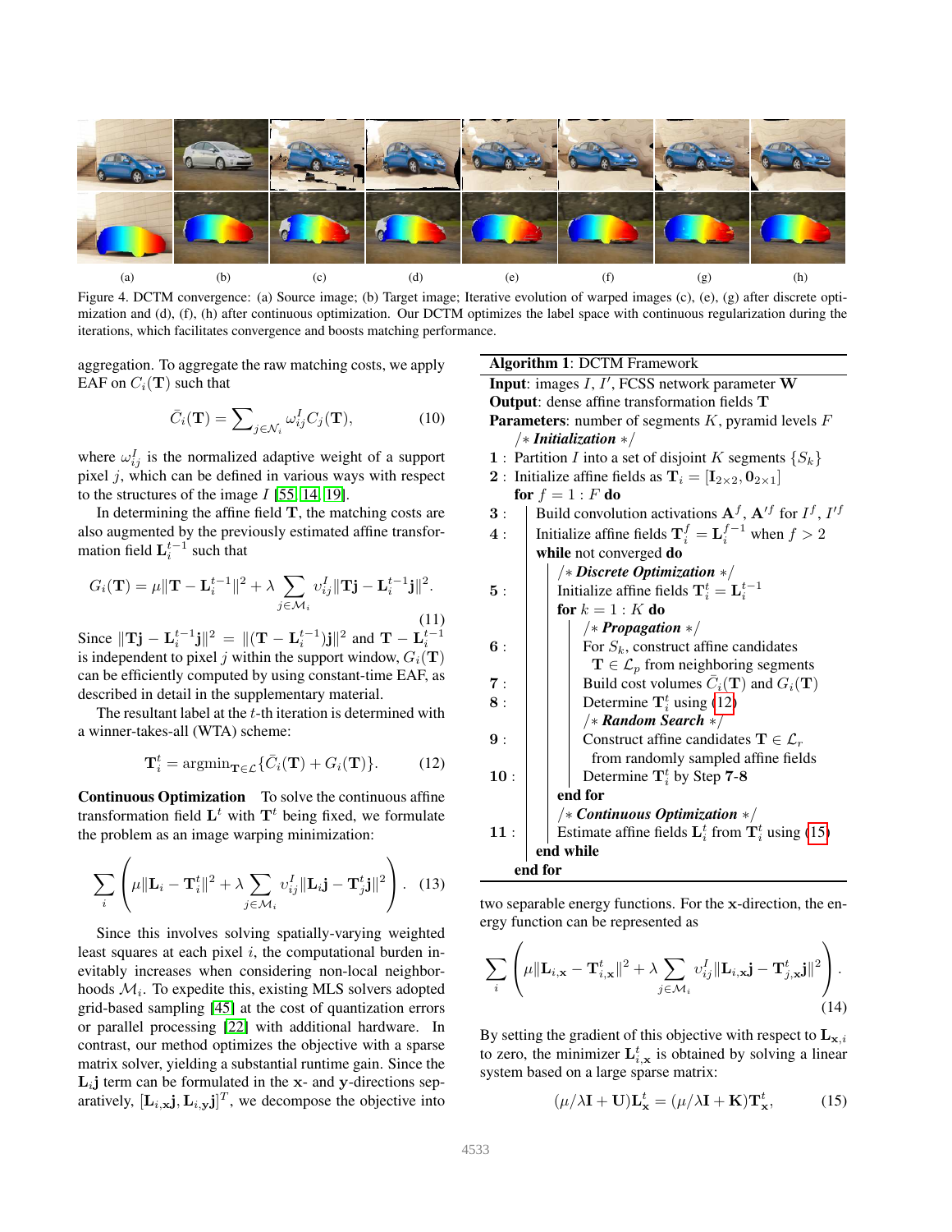(a) (b) (c) (d) (e) (f) (g) (h)

Figure 4. DCTM convergence: (a) Source image; (b) Target image; Iterative evolution of warped images (c), (e), (g) after discrete optimization and (d), (f), (h) after continuous optimization. Our DCTM optimizes the label space with continuous regularization during the iterations, which facilitates convergence and boosts matching performance.

aggregation. To aggregate the raw matching costs, we apply EAF on $C_i(\mathbf{T})$ such that

$$\bar{C}_i(\mathbf{T}) = \sum\nolimits_{j \in \mathcal{N}_i} \omega_{ij}^I C_j(\mathbf{T}), \tag{10}$$

where $\omega_{ij}^I$ is the normalized adaptive weight of a support pixel $j$, which can be defined in various ways with respect to the structures of the image $I$ [55, 14, 19].

In determining the affine field $\mathbf{T}$, the matching costs are also augmented by the previously estimated affine transformation field $\mathbf{L}_i^{t-1}$ such that

$$G_i(\mathbf{T}) = \mu \|\mathbf{T} - \mathbf{L}_i^{t-1}\|^2 + \lambda \sum_{j \in \mathcal{M}_i} \upsilon_{ij}^I \|\mathbf{T}\mathbf{j} - \mathbf{L}_i^{t-1}\mathbf{j}\|^2. \tag{11}$$

Since $\|\mathbf{T}\mathbf{j} - \mathbf{L}_i^{t-1}\mathbf{j}\|^2 = \|(\mathbf{T} - \mathbf{L}_i^{t-1})\mathbf{j}\|^2$ and $\mathbf{T} - \mathbf{L}_i^{t-1}$ is independent to pixel $j$ within the support window, $G_i(\mathbf{T})$ can be efficiently computed by using constant-time EAF, as described in detail in the supplementary material.

The resultant label at the $t$-th iteration is determined with a winner-takes-all (WTA) scheme:

$$\mathbf{T}_i^t = \mathrm{argmin}_{\mathbf{T} \in \mathcal{L}} \{\bar{C}_i(\mathbf{T}) + G_i(\mathbf{T})\}. \tag{12}$$

**Continuous Optimization** To solve the continuous affine transformation field $\mathbf{L}^t$ with $\mathbf{T}^t$ being fixed, we formulate the problem as an image warping minimization:

$$\sum_i \left( \mu \|\mathbf{L}_i - \mathbf{T}_i^t\|^2 + \lambda \sum_{j \in \mathcal{M}_i} \upsilon_{ij}^I \|\mathbf{L}_i\mathbf{j} - \mathbf{T}_j^t\mathbf{j}\|^2 \right). \tag{13}$$

Since this involves solving spatially-varying weighted least squares at each pixel $i$, the computational burden inevitably increases when considering non-local neighborhoods $\mathcal{M}_i$. To expedite this, existing MLS solvers adopted grid-based sampling [45] at the cost of quantization errors or parallel processing [22] with additional hardware. In contrast, our method optimizes the objective with a sparse matrix solver, yielding a substantial runtime gain. Since the $\mathbf{L}_i\mathbf{j}$ term can be formulated in the $\mathbf{x}$- and $\mathbf{y}$-directions separatively, $[\mathbf{L}_{i,\mathbf{x}}\mathbf{j}, \mathbf{L}_{i,\mathbf{y}}\mathbf{j}]^T$, we decompose the objective into two separable energy functions. For the $\mathbf{x}$-direction, the energy function can be represented as

**Algorithm 1**: DCTM Framework

**Input**: images $I$, $I'$, FCSS network parameter $\mathbf{W}$
**Output**: dense affine transformation fields $\mathbf{T}$
**Parameters**: number of segments $K$, pyramid levels $F$

```
    /* Initialization */
1 : Partition I into a set of disjoint K segments {S_k}
2 : Initialize affine fields as T_i = [I_{2x2}, 0_{2x1}]
    for f = 1 : F do
3 :   Build convolution activations A^f, A'^f for I^f, I'^f
4 :   Initialize affine fields T_i^f = L_i^{f-1} when f > 2
      while not converged do
        /* Discrete Optimization */
5 :     Initialize affine fields T_i^t = L_i^{t-1}
        for k = 1 : K do
          /* Propagation */
6 :       For S_k, construct affine candidates
            T ∈ L_p from neighboring segments
7 :       Build cost volumes C̄_i(T) and G_i(T)
8 :       Determine T_i^t using (12)
          /* Random Search */
9 :       Construct affine candidates T ∈ L_r
            from randomly sampled affine fields
10 :      Determine T_i^t by Step 7-8
        end for
        /* Continuous Optimization */
11 :    Estimate affine fields L_i^t from T_i^t using (15)
      end while
    end for
```

$$\sum_i \left( \mu \|\mathbf{L}_{i,\mathbf{x}} - \mathbf{T}_{i,\mathbf{x}}^t\|^2 + \lambda \sum_{j \in \mathcal{M}_i} \upsilon_{ij}^I \|\mathbf{L}_{i,\mathbf{x}}\mathbf{j} - \mathbf{T}_{j,\mathbf{x}}^t\mathbf{j}\|^2 \right). \tag{14}$$

By setting the gradient of this objective with respect to $\mathbf{L}_{\mathbf{x},i}$ to zero, the minimizer $\mathbf{L}_{i,\mathbf{x}}^t$ is obtained by solving a linear system based on a large sparse matrix:

$$(\mu/\lambda\mathbf{I} + \mathbf{U})\mathbf{L}_{\mathbf{x}}^t = (\mu/\lambda\mathbf{I} + \mathbf{K})\mathbf{T}_{\mathbf{x}}^t, \tag{15}$$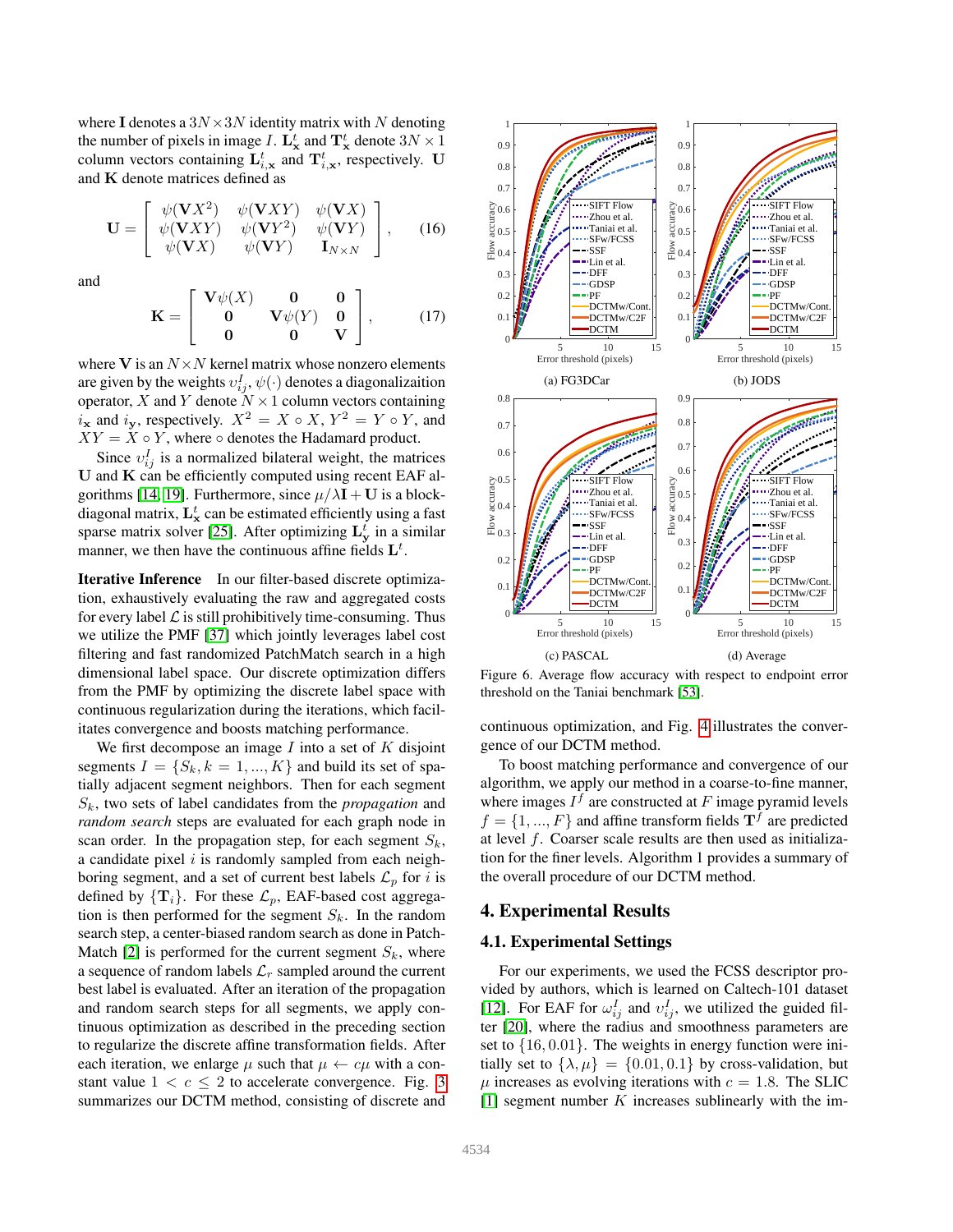where $\mathbf{I}$ denotes a $3N \times 3N$ identity matrix with $N$ denoting the number of pixels in image $I$. $\mathbf{L}^t_{\mathbf{x}}$ and $\mathbf{T}^t_{\mathbf{x}}$ denote $3N \times 1$ column vectors containing $\mathbf{L}^t_{i,\mathbf{x}}$ and $\mathbf{T}^t_{i,\mathbf{x}}$, respectively. $\mathbf{U}$ and $\mathbf{K}$ denote matrices defined as

$$\mathbf{U} = \begin{bmatrix} \psi(\mathbf{V}X^2) & \psi(\mathbf{V}XY) & \psi(\mathbf{V}X) \\ \psi(\mathbf{V}XY) & \psi(\mathbf{V}Y^2) & \psi(\mathbf{V}Y) \\ \psi(\mathbf{V}X) & \psi(\mathbf{V}Y) & \mathbf{I}_{N \times N} \end{bmatrix}, \tag{16}$$

and

$$\mathbf{K} = \begin{bmatrix} \mathbf{V}\psi(X) & \mathbf{0} & \mathbf{0} \\ \mathbf{0} & \mathbf{V}\psi(Y) & \mathbf{0} \\ \mathbf{0} & \mathbf{0} & \mathbf{V} \end{bmatrix}, \tag{17}$$

where $\mathbf{V}$ is an $N \times N$ kernel matrix whose nonzero elements are given by the weights $\upsilon^I_{ij}$, $\psi(\cdot)$ denotes a diagonalizaition operator, $X$ and $Y$ denote $N \times 1$ column vectors containing $i_{\mathbf{x}}$ and $i_{\mathbf{y}}$, respectively. $X^2 = X \circ X$, $Y^2 = Y \circ Y$, and $XY = X \circ Y$, where $\circ$ denotes the Hadamard product.

Since $\upsilon^I_{ij}$ is a normalized bilateral weight, the matrices $\mathbf{U}$ and $\mathbf{K}$ can be efficiently computed using recent EAF algorithms [14, 19]. Furthermore, since $\mu/\lambda\mathbf{I} + \mathbf{U}$ is a block-diagonal matrix, $\mathbf{L}^t_{\mathbf{x}}$ can be estimated efficiently using a fast sparse matrix solver [25]. After optimizing $\mathbf{L}^t_{\mathbf{y}}$ in a similar manner, we then have the continuous affine fields $\mathbf{L}^t$.

**Iterative Inference** In our filter-based discrete optimization, exhaustively evaluating the raw and aggregated costs for every label $\mathcal{L}$ is still prohibitively time-consuming. Thus we utilize the PMF [37] which jointly leverages label cost filtering and fast randomized PatchMatch search in a high dimensional label space. Our discrete optimization differs from the PMF by optimizing the discrete label space with continuous regularization during the iterations, which facilitates convergence and boosts matching performance.

We first decompose an image $I$ into a set of $K$ disjoint segments $I = \{S_k, k = 1, ..., K\}$ and build its set of spatially adjacent segment neighbors. Then for each segment $S_k$, two sets of label candidates from the *propagation* and *random search* steps are evaluated for each graph node in scan order. In the propagation step, for each segment $S_k$, a candidate pixel $i$ is randomly sampled from each neighboring segment, and a set of current best labels $\mathcal{L}_p$ for $i$ is defined by $\{\mathbf{T}_i\}$. For these $\mathcal{L}_p$, EAF-based cost aggregation is then performed for the segment $S_k$. In the random search step, a center-biased random search as done in PatchMatch [2] is performed for the current segment $S_k$, where a sequence of random labels $\mathcal{L}_r$ sampled around the current best label is evaluated. After an iteration of the propagation and random search steps for all segments, we apply continuous optimization as described in the preceding section to regularize the discrete affine transformation fields. After each iteration, we enlarge $\mu$ such that $\mu \leftarrow c\mu$ with a constant value $1 < c \leq 2$ to accelerate convergence. Fig. 3 summarizes our DCTM method, consisting of discrete and continuous optimization, and Fig. 4 illustrates the convergence of our DCTM method.

Figure 6. Average flow accuracy with respect to endpoint error threshold on the Taniai benchmark [53]. (a) FG3DCar (b) JODS (c) PASCAL (d) Average

To boost matching performance and convergence of our algorithm, we apply our method in a coarse-to-fine manner, where images $I^f$ are constructed at $F$ image pyramid levels $f = \{1, ..., F\}$ and affine transform fields $\mathbf{T}^f$ are predicted at level $f$. Coarser scale results are then used as initialization for the finer levels. Algorithm 1 provides a summary of the overall procedure of our DCTM method.

## 4. Experimental Results

### 4.1. Experimental Settings

For our experiments, we used the FCSS descriptor provided by authors, which is learned on Caltech-101 dataset [12]. For EAF for $\omega^I_{ij}$ and $\upsilon^I_{ij}$, we utilized the guided filter [20], where the radius and smoothness parameters are set to $\{16, 0.01\}$. The weights in energy function were initially set to $\{\lambda, \mu\} = \{0.01, 0.1\}$ by cross-validation, but $\mu$ increases as evolving iterations with $c = 1.8$. The SLIC [1] segment number $K$ increases sublinearly with the im-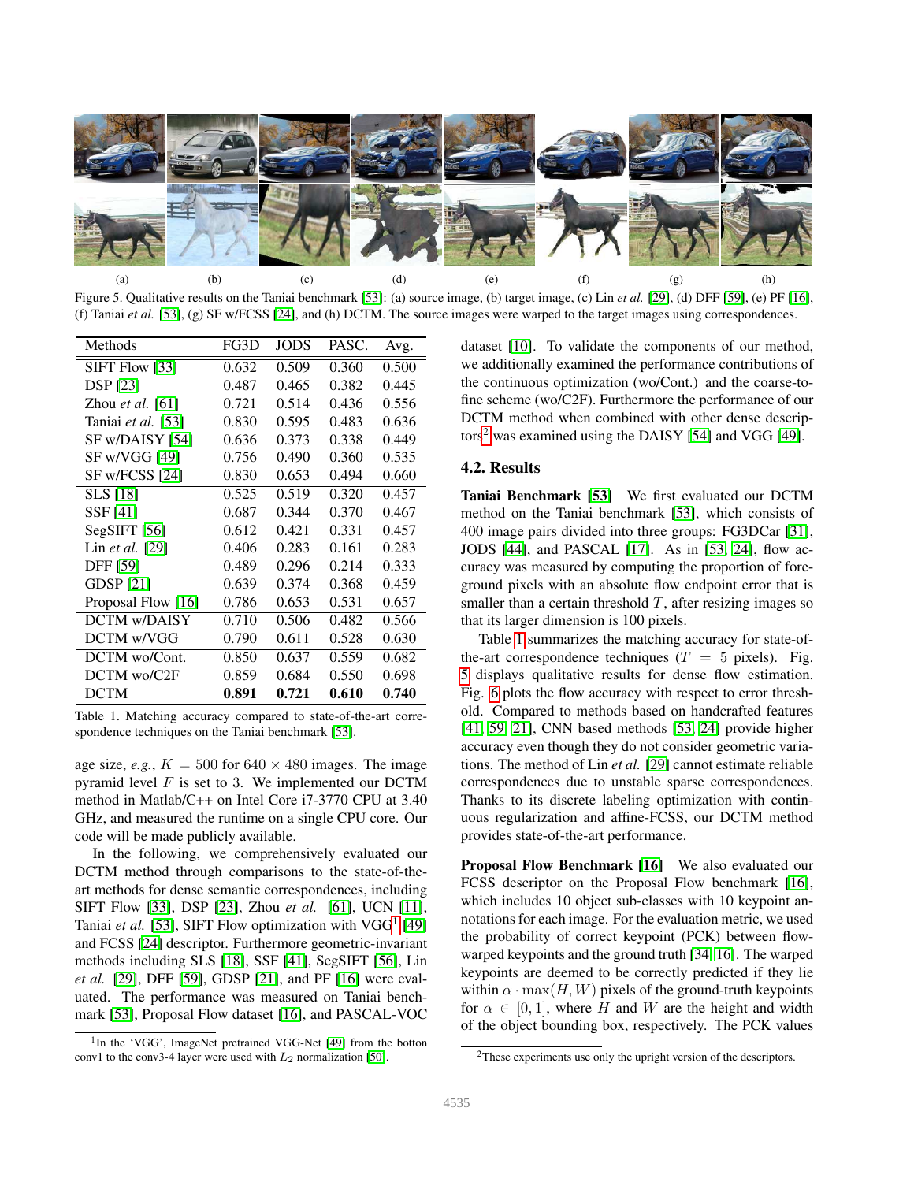Figure 5. Qualitative results on the Taniai benchmark [53]: (a) source image, (b) target image, (c) Lin *et al.* [29], (d) DFF [59], (e) PF [16], (f) Taniai *et al.* [53], (g) SF w/FCSS [24], and (h) DCTM. The source images were warped to the target images using correspondences.

| Methods | FG3D | JODS | PASC. | Avg. |
|---|---|---|---|---|
| SIFT Flow [33] | 0.632 | 0.509 | 0.360 | 0.500 |
| DSP [23] | 0.487 | 0.465 | 0.382 | 0.445 |
| Zhou *et al.* [61] | 0.721 | 0.514 | 0.436 | 0.556 |
| Taniai *et al.* [53] | 0.830 | 0.595 | 0.483 | 0.636 |
| SF w/DAISY [54] | 0.636 | 0.373 | 0.338 | 0.449 |
| SF w/VGG [49] | 0.756 | 0.490 | 0.360 | 0.535 |
| SF w/FCSS [24] | 0.830 | 0.653 | 0.494 | 0.660 |
| SLS [18] | 0.525 | 0.519 | 0.320 | 0.457 |
| SSF [41] | 0.687 | 0.344 | 0.370 | 0.467 |
| SegSIFT [56] | 0.612 | 0.421 | 0.331 | 0.457 |
| Lin *et al.* [29] | 0.406 | 0.283 | 0.161 | 0.283 |
| DFF [59] | 0.489 | 0.296 | 0.214 | 0.333 |
| GDSP [21] | 0.639 | 0.374 | 0.368 | 0.459 |
| Proposal Flow [16] | 0.786 | 0.653 | 0.531 | 0.657 |
| DCTM w/DAISY | 0.710 | 0.506 | 0.482 | 0.566 |
| DCTM w/VGG | 0.790 | 0.611 | 0.528 | 0.630 |
| DCTM wo/Cont. | 0.850 | 0.637 | 0.559 | 0.682 |
| DCTM wo/C2F | 0.859 | 0.684 | 0.550 | 0.698 |
| DCTM | **0.891** | **0.721** | **0.610** | **0.740** |

Table 1. Matching accuracy compared to state-of-the-art correspondence techniques on the Taniai benchmark [53].

age size, *e.g.*, $K = 500$ for $640 \times 480$ images. The image pyramid level $F$ is set to 3. We implemented our DCTM method in Matlab/C++ on Intel Core i7-3770 CPU at 3.40 GHz, and measured the runtime on a single CPU core. Our code will be made publicly available.

In the following, we comprehensively evaluated our DCTM method through comparisons to the state-of-the-art methods for dense semantic correspondences, including SIFT Flow [33], DSP [23], Zhou *et al.* [61], UCN [11], Taniai *et al.* [53], SIFT Flow optimization with VGG[1] [49] and FCSS [24] descriptor. Furthermore geometric-invariant methods including SLS [18], SSF [41], SegSIFT [56], Lin *et al.* [29], DFF [59], GDSP [21], and PF [16] were evaluated. The performance was measured on Taniai benchmark [53], Proposal Flow dataset [16], and PASCAL-VOC dataset [10]. To validate the components of our method, we additionally examined the performance contributions of the continuous optimization (wo/Cont.) and the coarse-to-fine scheme (wo/C2F). Furthermore the performance of our DCTM method when combined with other dense descriptors[2] was examined using the DAISY [54] and VGG [49].

[1] In the 'VGG', ImageNet pretrained VGG-Net [49] from the botton conv1 to the conv3-4 layer were used with $L_2$ normalization [50].

[2] These experiments use only the upright version of the descriptors.

## 4.2. Results

**Taniai Benchmark [53]** We first evaluated our DCTM method on the Taniai benchmark [53], which consists of 400 image pairs divided into three groups: FG3DCar [31], JODS [44], and PASCAL [17]. As in [53, 24], flow accuracy was measured by computing the proportion of foreground pixels with an absolute flow endpoint error that is smaller than a certain threshold $T$, after resizing images so that its larger dimension is 100 pixels.

Table 1 summarizes the matching accuracy for state-of-the-art correspondence techniques ($T = 5$ pixels). Fig. 5 displays qualitative results for dense flow estimation. Fig. 6 plots the flow accuracy with respect to error threshold. Compared to methods based on handcrafted features [41, 59, 21], CNN based methods [53, 24] provide higher accuracy even though they do not consider geometric variations. The method of Lin *et al.* [29] cannot estimate reliable correspondences due to unstable sparse correspondences. Thanks to its discrete labeling optimization with continuous regularization and affine-FCSS, our DCTM method provides state-of-the-art performance.

**Proposal Flow Benchmark [16]** We also evaluated our FCSS descriptor on the Proposal Flow benchmark [16], which includes 10 object sub-classes with 10 keypoint annotations for each image. For the evaluation metric, we used the probability of correct keypoint (PCK) between flow-warped keypoints and the ground truth [34, 16]. The warped keypoints are deemed to be correctly predicted if they lie within $\alpha \cdot \max(H, W)$ pixels of the ground-truth keypoints for $\alpha \in [0, 1]$, where $H$ and $W$ are the height and width of the object bounding box, respectively. The PCK values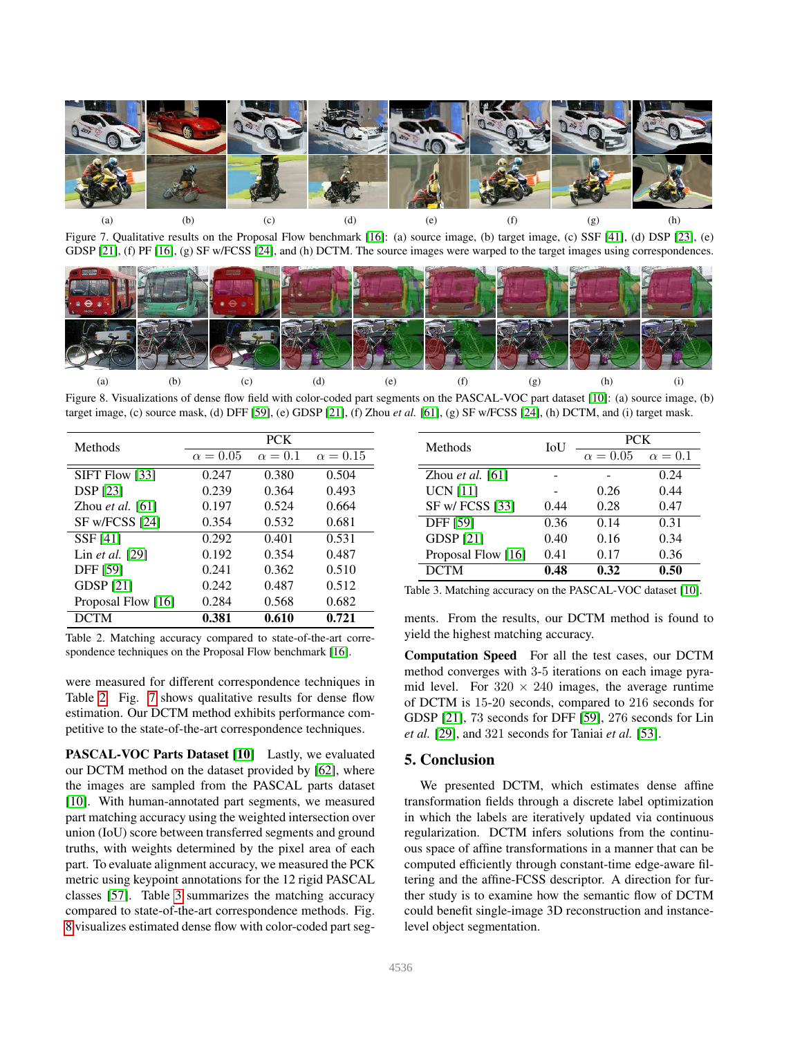(a) (b) (c) (d) (e) (f) (g) (h)

Figure 7. Qualitative results on the Proposal Flow benchmark [16]: (a) source image, (b) target image, (c) SSF [41], (d) DSP [23], (e) GDSP [21], (f) PF [16], (g) SF w/FCSS [24], and (h) DCTM. The source images were warped to the target images using correspondences.

(a) (b) (c) (d) (e) (f) (g) (h) (i)

Figure 8. Visualizations of dense flow field with color-coded part segments on the PASCAL-VOC part dataset [10]: (a) source image, (b) target image, (c) source mask, (d) DFF [59], (e) GDSP [21], (f) Zhou *et al.* [61], (g) SF w/FCSS [24], (h) DCTM, and (i) target mask.

| Methods | PCK | | |
|---|---|---|---|
| | $\alpha = 0.05$ | $\alpha = 0.1$ | $\alpha = 0.15$ |
| SIFT Flow [33] | 0.247 | 0.380 | 0.504 |
| DSP [23] | 0.239 | 0.364 | 0.493 |
| Zhou *et al.* [61] | 0.197 | 0.524 | 0.664 |
| SF w/FCSS [24] | 0.354 | 0.532 | 0.681 |
| SSF [41] | 0.292 | 0.401 | 0.531 |
| Lin *et al.* [29] | 0.192 | 0.354 | 0.487 |
| DFF [59] | 0.241 | 0.362 | 0.510 |
| GDSP [21] | 0.242 | 0.487 | 0.512 |
| Proposal Flow [16] | 0.284 | 0.568 | 0.682 |
| DCTM | **0.381** | **0.610** | **0.721** |

Table 2. Matching accuracy compared to state-of-the-art correspondence techniques on the Proposal Flow benchmark [16].

were measured for different correspondence techniques in Table 2. Fig. 7 shows qualitative results for dense flow estimation. Our DCTM method exhibits performance competitive to the state-of-the-art correspondence techniques.

**PASCAL-VOC Parts Dataset [10]** Lastly, we evaluated our DCTM method on the dataset provided by [62], where the images are sampled from the PASCAL parts dataset [10]. With human-annotated part segments, we measured part matching accuracy using the weighted intersection over union (IoU) score between transferred segments and ground truths, with weights determined by the pixel area of each part. To evaluate alignment accuracy, we measured the PCK metric using keypoint annotations for the 12 rigid PASCAL classes [57]. Table 3 summarizes the matching accuracy compared to state-of-the-art correspondence methods. Fig. 8 visualizes estimated dense flow with color-coded part segments. From the results, our DCTM method is found to yield the highest matching accuracy.

| Methods | IoU | PCK | |
|---|---|---|---|
| | | $\alpha = 0.05$ | $\alpha = 0.1$ |
| Zhou *et al.* [61] | - | - | 0.24 |
| UCN [11] | - | 0.26 | 0.44 |
| SF w/ FCSS [33] | 0.44 | 0.28 | 0.47 |
| DFF [59] | 0.36 | 0.14 | 0.31 |
| GDSP [21] | 0.40 | 0.16 | 0.34 |
| Proposal Flow [16] | 0.41 | 0.17 | 0.36 |
| DCTM | **0.48** | **0.32** | **0.50** |

Table 3. Matching accuracy on the PASCAL-VOC dataset [10].

**Computation Speed** For all the test cases, our DCTM method converges with 3-5 iterations on each image pyramid level. For $320 \times 240$ images, the average runtime of DCTM is 15-20 seconds, compared to 216 seconds for GDSP [21], 73 seconds for DFF [59], 276 seconds for Lin *et al.* [29], and 321 seconds for Taniai *et al.* [53].

## 5. Conclusion

We presented DCTM, which estimates dense affine transformation fields through a discrete label optimization in which the labels are iteratively updated via continuous regularization. DCTM infers solutions from the continuous space of affine transformations in a manner that can be computed efficiently through constant-time edge-aware filtering and the affine-FCSS descriptor. A direction for further study is to examine how the semantic flow of DCTM could benefit single-image 3D reconstruction and instance-level object segmentation.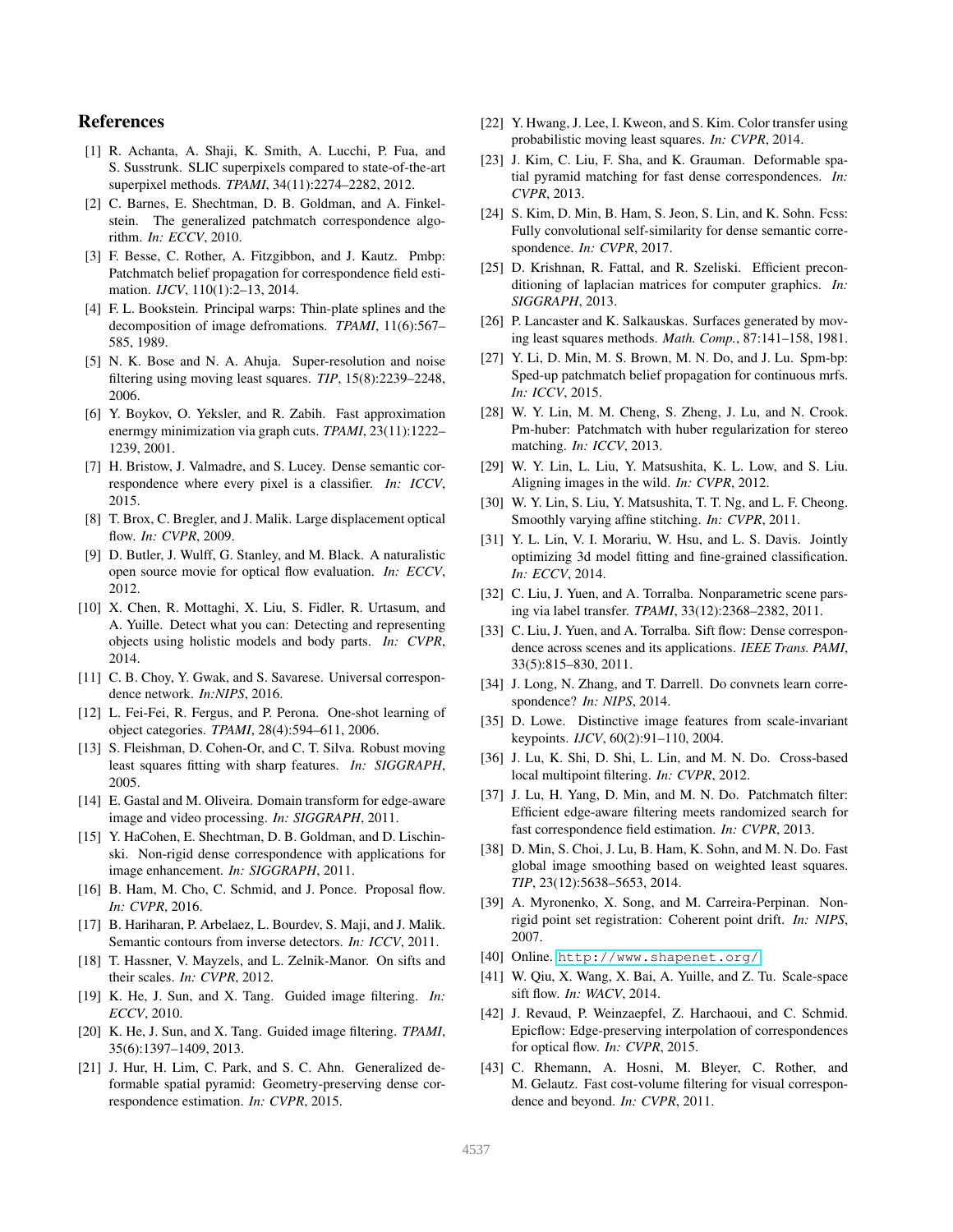## References

[1] R. Achanta, A. Shaji, K. Smith, A. Lucchi, P. Fua, and S. Susstrunk. SLIC superpixels compared to state-of-the-art superpixel methods. *TPAMI*, 34(11):2274–2282, 2012.

[2] C. Barnes, E. Shechtman, D. B. Goldman, and A. Finkelstein. The generalized patchmatch correspondence algorithm. *In: ECCV*, 2010.

[3] F. Besse, C. Rother, A. Fitzgibbon, and J. Kautz. Pmbp: Patchmatch belief propagation for correspondence field estimation. *IJCV*, 110(1):2–13, 2014.

[4] F. L. Bookstein. Principal warps: Thin-plate splines and the decomposition of image defromations. *TPAMI*, 11(6):567–585, 1989.

[5] N. K. Bose and N. A. Ahuja. Super-resolution and noise filtering using moving least squares. *TIP*, 15(8):2239–2248, 2006.

[6] Y. Boykov, O. Yeksler, and R. Zabih. Fast approximation enermgy minimization via graph cuts. *TPAMI*, 23(11):1222–1239, 2001.

[7] H. Bristow, J. Valmadre, and S. Lucey. Dense semantic correspondence where every pixel is a classifier. *In: ICCV*, 2015.

[8] T. Brox, C. Bregler, and J. Malik. Large displacement optical flow. *In: CVPR*, 2009.

[9] D. Butler, J. Wulff, G. Stanley, and M. Black. A naturalistic open source movie for optical flow evaluation. *In: ECCV*, 2012.

[10] X. Chen, R. Mottaghi, X. Liu, S. Fidler, R. Urtasum, and A. Yuille. Detect what you can: Detecting and representing objects using holistic models and body parts. *In: CVPR*, 2014.

[11] C. B. Choy, Y. Gwak, and S. Savarese. Universal correspondence network. *In:NIPS*, 2016.

[12] L. Fei-Fei, R. Fergus, and P. Perona. One-shot learning of object categories. *TPAMI*, 28(4):594–611, 2006.

[13] S. Fleishman, D. Cohen-Or, and C. T. Silva. Robust moving least squares fitting with sharp features. *In: SIGGRAPH*, 2005.

[14] E. Gastal and M. Oliveira. Domain transform for edge-aware image and video processing. *In: SIGGRAPH*, 2011.

[15] Y. HaCohen, E. Shechtman, D. B. Goldman, and D. Lischinski. Non-rigid dense correspondence with applications for image enhancement. *In: SIGGRAPH*, 2011.

[16] B. Ham, M. Cho, C. Schmid, and J. Ponce. Proposal flow. *In: CVPR*, 2016.

[17] B. Hariharan, P. Arbelaez, L. Bourdev, S. Maji, and J. Malik. Semantic contours from inverse detectors. *In: ICCV*, 2011.

[18] T. Hassner, V. Mayzels, and L. Zelnik-Manor. On sifts and their scales. *In: CVPR*, 2012.

[19] K. He, J. Sun, and X. Tang. Guided image filtering. *In: ECCV*, 2010.

[20] K. He, J. Sun, and X. Tang. Guided image filtering. *TPAMI*, 35(6):1397–1409, 2013.

[21] J. Hur, H. Lim, C. Park, and S. C. Ahn. Generalized deformable spatial pyramid: Geometry-preserving dense correspondence estimation. *In: CVPR*, 2015.

[22] Y. Hwang, J. Lee, I. Kweon, and S. Kim. Color transfer using probabilistic moving least squares. *In: CVPR*, 2014.

[23] J. Kim, C. Liu, F. Sha, and K. Grauman. Deformable spatial pyramid matching for fast dense correspondences. *In: CVPR*, 2013.

[24] S. Kim, D. Min, B. Ham, S. Jeon, S. Lin, and K. Sohn. Fcss: Fully convolutional self-similarity for dense semantic correspondence. *In: CVPR*, 2017.

[25] D. Krishnan, R. Fattal, and R. Szeliski. Efficient preconditioning of laplacian matrices for computer graphics. *In: SIGGRAPH*, 2013.

[26] P. Lancaster and K. Salkauskas. Surfaces generated by moving least squares methods. *Math. Comp.*, 87:141–158, 1981.

[27] Y. Li, D. Min, M. S. Brown, M. N. Do, and J. Lu. Spm-bp: Sped-up patchmatch belief propagation for continuous mrfs. *In: ICCV*, 2015.

[28] W. Y. Lin, M. M. Cheng, S. Zheng, J. Lu, and N. Crook. Pm-huber: Patchmatch with huber regularization for stereo matching. *In: ICCV*, 2013.

[29] W. Y. Lin, L. Liu, Y. Matsushita, K. L. Low, and S. Liu. Aligning images in the wild. *In: CVPR*, 2012.

[30] W. Y. Lin, S. Liu, Y. Matsushita, T. T. Ng, and L. F. Cheong. Smoothly varying affine stitching. *In: CVPR*, 2011.

[31] Y. L. Lin, V. I. Morariu, W. Hsu, and L. S. Davis. Jointly optimizing 3d model fitting and fine-grained classification. *In: ECCV*, 2014.

[32] C. Liu, J. Yuen, and A. Torralba. Nonparametric scene parsing via label transfer. *TPAMI*, 33(12):2368–2382, 2011.

[33] C. Liu, J. Yuen, and A. Torralba. Sift flow: Dense correspondence across scenes and its applications. *IEEE Trans. PAMI*, 33(5):815–830, 2011.

[34] J. Long, N. Zhang, and T. Darrell. Do convnets learn correspondence? *In: NIPS*, 2014.

[35] D. Lowe. Distinctive image features from scale-invariant keypoints. *IJCV*, 60(2):91–110, 2004.

[36] J. Lu, K. Shi, D. Shi, L. Lin, and M. N. Do. Cross-based local multipoint filtering. *In: CVPR*, 2012.

[37] J. Lu, H. Yang, D. Min, and M. N. Do. Patchmatch filter: Efficient edge-aware filtering meets randomized search for fast correspondence field estimation. *In: CVPR*, 2013.

[38] D. Min, S. Choi, J. Lu, B. Ham, K. Sohn, and M. N. Do. Fast global image smoothing based on weighted least squares. *TIP*, 23(12):5638–5653, 2014.

[39] A. Myronenko, X. Song, and M. Carreira-Perpinan. Non-rigid point set registration: Coherent point drift. *In: NIPS*, 2007.

[40] Online. http://www.shapenet.org/

[41] W. Qiu, X. Wang, X. Bai, A. Yuille, and Z. Tu. Scale-space sift flow. *In: WACV*, 2014.

[42] J. Revaud, P. Weinzaepfel, Z. Harchaoui, and C. Schmid. Epicflow: Edge-preserving interpolation of correspondences for optical flow. *In: CVPR*, 2015.

[43] C. Rhemann, A. Hosni, M. Bleyer, C. Rother, and M. Gelautz. Fast cost-volume filtering for visual correspondence and beyond. *In: CVPR*, 2011.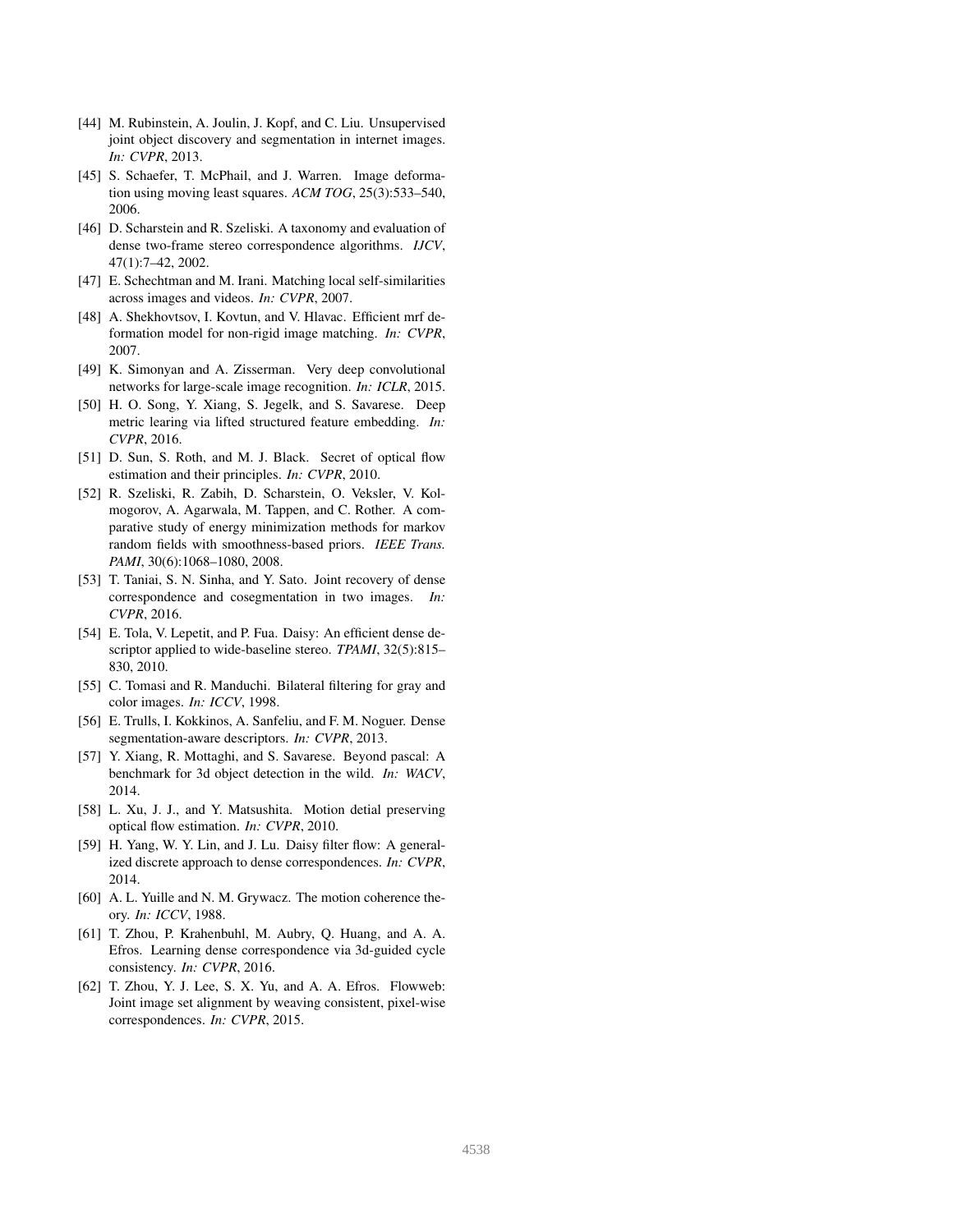[44] M. Rubinstein, A. Joulin, J. Kopf, and C. Liu. Unsupervised joint object discovery and segmentation in internet images. *In: CVPR*, 2013.

[45] S. Schaefer, T. McPhail, and J. Warren. Image deformation using moving least squares. *ACM TOG*, 25(3):533–540, 2006.

[46] D. Scharstein and R. Szeliski. A taxonomy and evaluation of dense two-frame stereo correspondence algorithms. *IJCV*, 47(1):7–42, 2002.

[47] E. Schechtman and M. Irani. Matching local self-similarities across images and videos. *In: CVPR*, 2007.

[48] A. Shekhovtsov, I. Kovtun, and V. Hlavac. Efficient mrf deformation model for non-rigid image matching. *In: CVPR*, 2007.

[49] K. Simonyan and A. Zisserman. Very deep convolutional networks for large-scale image recognition. *In: ICLR*, 2015.

[50] H. O. Song, Y. Xiang, S. Jegelk, and S. Savarese. Deep metric learing via lifted structured feature embedding. *In: CVPR*, 2016.

[51] D. Sun, S. Roth, and M. J. Black. Secret of optical flow estimation and their principles. *In: CVPR*, 2010.

[52] R. Szeliski, R. Zabih, D. Scharstein, O. Veksler, V. Kolmogorov, A. Agarwala, M. Tappen, and C. Rother. A comparative study of energy minimization methods for markov random fields with smoothness-based priors. *IEEE Trans. PAMI*, 30(6):1068–1080, 2008.

[53] T. Taniai, S. N. Sinha, and Y. Sato. Joint recovery of dense correspondence and cosegmentation in two images. *In: CVPR*, 2016.

[54] E. Tola, V. Lepetit, and P. Fua. Daisy: An efficient dense descriptor applied to wide-baseline stereo. *TPAMI*, 32(5):815–830, 2010.

[55] C. Tomasi and R. Manduchi. Bilateral filtering for gray and color images. *In: ICCV*, 1998.

[56] E. Trulls, I. Kokkinos, A. Sanfeliu, and F. M. Noguer. Dense segmentation-aware descriptors. *In: CVPR*, 2013.

[57] Y. Xiang, R. Mottaghi, and S. Savarese. Beyond pascal: A benchmark for 3d object detection in the wild. *In: WACV*, 2014.

[58] L. Xu, J. J., and Y. Matsushita. Motion detial preserving optical flow estimation. *In: CVPR*, 2010.

[59] H. Yang, W. Y. Lin, and J. Lu. Daisy filter flow: A generalized discrete approach to dense correspondences. *In: CVPR*, 2014.

[60] A. L. Yuille and N. M. Grywacz. The motion coherence theory. *In: ICCV*, 1988.

[61] T. Zhou, P. Krahenbuhl, M. Aubry, Q. Huang, and A. A. Efros. Learning dense correspondence via 3d-guided cycle consistency. *In: CVPR*, 2016.

[62] T. Zhou, Y. J. Lee, S. X. Yu, and A. A. Efros. Flowweb: Joint image set alignment by weaving consistent, pixel-wise correspondences. *In: CVPR*, 2015.